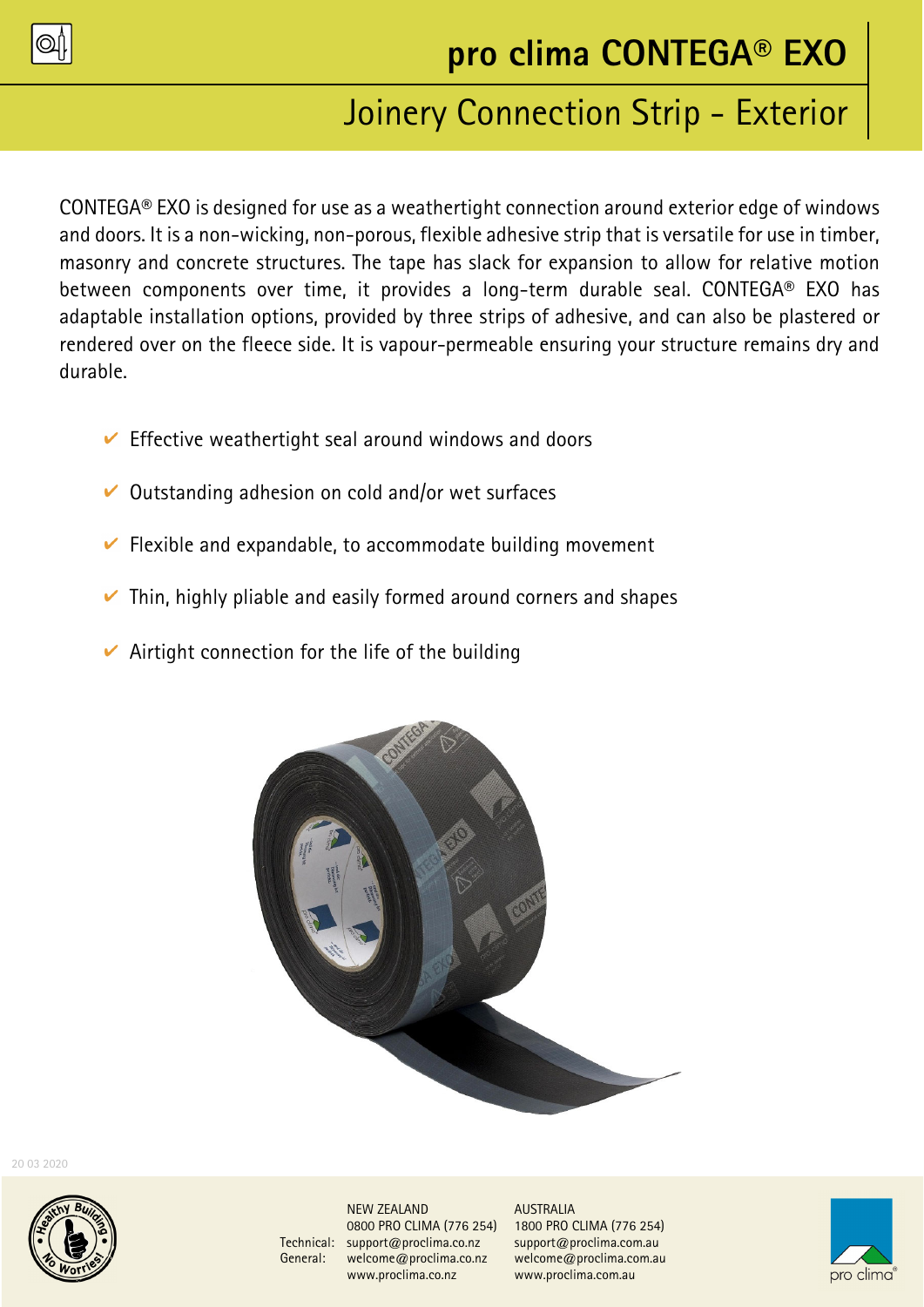# pro clima CONTEGA® EXO

## Joinery Connection Strip - Exterior

CONTEGA® EXO is designed for use as a weathertight connection around exterior edge of windows and doors. It is a non-wicking, non-porous, flexible adhesive strip that is versatile for use in timber, masonry and concrete structures. The tape has slack for expansion to allow for relative motion between components over time, it provides a long-term durable seal. CONTEGA® EXO has adaptable installation options, provided by three strips of adhesive, and can also be plastered or rendered over on the fleece side. It is vapour-permeable ensuring your structure remains dry and durable.

- ✔ Effective weathertight seal around windows and doors
- ✔ Outstanding adhesion on cold and/or wet surfaces
- ✔ Flexible and expandable, to accommodate building movement
- ✔ Thin, highly pliable and easily formed around corners and shapes
- ✔ Airtight connection for the life of the building

20 03 2020

| | NEW ZEALAND | AUSTRALIA |
|---|---|---|
| | 0800 PRO CLIMA (776 254) | 1800 PRO CLIMA (776 254) |
| Technical: | support@proclima.co.nz | support@proclima.com.au |
| General: | welcome@proclima.co.nz | welcome@proclima.com.au |
| | www.proclima.co.nz | www.proclima.com.au |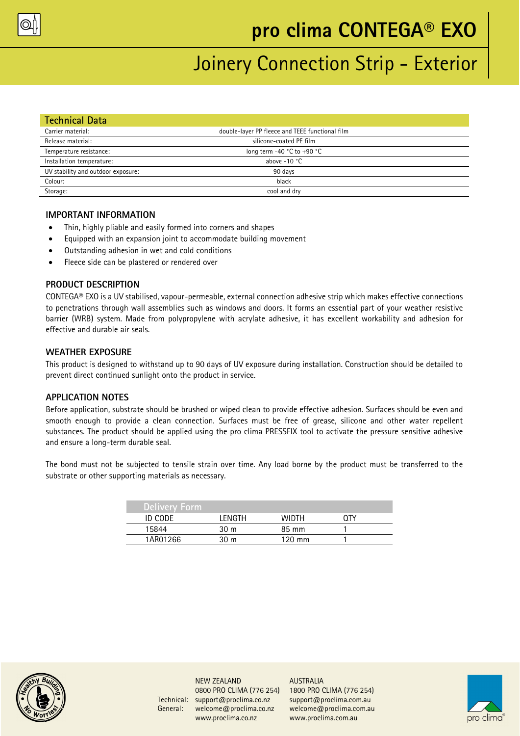# pro clima CONTEGA® EXO

## Joinery Connection Strip - Exterior

### Technical Data

| | |
|---|---|
| Carrier material: | double-layer PP fleece and TEEE functional film |
| Release material: | silicone-coated PE film |
| Temperature resistance: | long term -40 °C to +90 °C |
| Installation temperature: | above -10 °C |
| UV stability and outdoor exposure: | 90 days |
| Colour: | black |
| Storage: | cool and dry |

### IMPORTANT INFORMATION

- Thin, highly pliable and easily formed into corners and shapes
- Equipped with an expansion joint to accommodate building movement
- Outstanding adhesion in wet and cold conditions
- Fleece side can be plastered or rendered over

### PRODUCT DESCRIPTION

CONTEGA® EXO is a UV stabilised, vapour-permeable, external connection adhesive strip which makes effective connections to penetrations through wall assemblies such as windows and doors. It forms an essential part of your weather resistive barrier (WRB) system. Made from polypropylene with acrylate adhesive, it has excellent workability and adhesion for effective and durable air seals.

### WEATHER EXPOSURE

This product is designed to withstand up to 90 days of UV exposure during installation. Construction should be detailed to prevent direct continued sunlight onto the product in service.

### APPLICATION NOTES

Before application, substrate should be brushed or wiped clean to provide effective adhesion. Surfaces should be even and smooth enough to provide a clean connection. Surfaces must be free of grease, silicone and other water repellent substances. The product should be applied using the pro clima PRESSFIX tool to activate the pressure sensitive adhesive and ensure a long-term durable seal.

The bond must not be subjected to tensile strain over time. Any load borne by the product must be transferred to the substrate or other supporting materials as necessary.

### Delivery Form

| ID CODE | LENGTH | WIDTH | QTY |
|---|---|---|---|
| 15844 | 30 m | 85 mm | 1 |
| 1AR01266 | 30 m | 120 mm | 1 |

| | NEW ZEALAND | AUSTRALIA |
|---|---|---|
| | 0800 PRO CLIMA (776 254) | 1800 PRO CLIMA (776 254) |
| Technical: | support@proclima.co.nz | support@proclima.com.au |
| General: | welcome@proclima.co.nz | welcome@proclima.com.au |
| | www.proclima.co.nz | www.proclima.com.au |